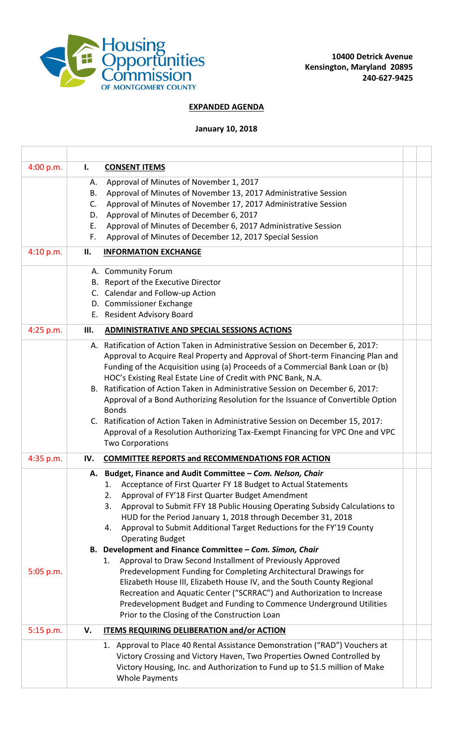Housing Opportunities Commission OF MONTGOMERY COUNTY

**10400 Detrick Avenue**
**Kensington, Maryland 20895**
**240-627-9425**

**EXPANDED AGENDA**

**January 10, 2018**

| | | | |
|---|---|---|---|
| 4:00 p.m. | **I. CONSENT ITEMS** | | |
| | A. Approval of Minutes of November 1, 2017<br>B. Approval of Minutes of November 13, 2017 Administrative Session<br>C. Approval of Minutes of November 17, 2017 Administrative Session<br>D. Approval of Minutes of December 6, 2017<br>E. Approval of Minutes of December 6, 2017 Administrative Session<br>F. Approval of Minutes of December 12, 2017 Special Session | | |
| 4:10 p.m. | **II. INFORMATION EXCHANGE** | | |
| | A. Community Forum<br>B. Report of the Executive Director<br>C. Calendar and Follow-up Action<br>D. Commissioner Exchange<br>E. Resident Advisory Board | | |
| 4:25 p.m. | **III. ADMINISTRATIVE AND SPECIAL SESSIONS ACTIONS** | | |
| | A. Ratification of Action Taken in Administrative Session on December 6, 2017: Approval to Acquire Real Property and Approval of Short-term Financing Plan and Funding of the Acquisition using (a) Proceeds of a Commercial Bank Loan or (b) HOC's Existing Real Estate Line of Credit with PNC Bank, N.A.<br>B. Ratification of Action Taken in Administrative Session on December 6, 2017: Approval of a Bond Authorizing Resolution for the Issuance of Convertible Option Bonds<br>C. Ratification of Action Taken in Administrative Session on December 15, 2017: Approval of a Resolution Authorizing Tax-Exempt Financing for VPC One and VPC Two Corporations | | |
| 4:35 p.m. | **IV. COMMITTEE REPORTS and RECOMMENDATIONS FOR ACTION** | | |
| | **A. Budget, Finance and Audit Committee – *Com. Nelson, Chair***<br>1. Acceptance of First Quarter FY 18 Budget to Actual Statements<br>2. Approval of FY'18 First Quarter Budget Amendment<br>3. Approval to Submit FFY 18 Public Housing Operating Subsidy Calculations to HUD for the Period January 1, 2018 through December 31, 2018<br>4. Approval to Submit Additional Target Reductions for the FY'19 County Operating Budget | | |
| 5:05 p.m. | **B. Development and Finance Committee – *Com. Simon, Chair***<br>1. Approval to Draw Second Installment of Previously Approved Predevelopment Funding for Completing Architectural Drawings for Elizabeth House III, Elizabeth House IV, and the South County Regional Recreation and Aquatic Center ("SCRRAC") and Authorization to Increase Predevelopment Budget and Funding to Commence Underground Utilities Prior to the Closing of the Construction Loan | | |
| 5:15 p.m. | **V. ITEMS REQUIRING DELIBERATION and/or ACTION** | | |
| | 1. Approval to Place 40 Rental Assistance Demonstration ("RAD") Vouchers at Victory Crossing and Victory Haven, Two Properties Owned Controlled by Victory Housing, Inc. and Authorization to Fund up to $1.5 million of Make Whole Payments | | |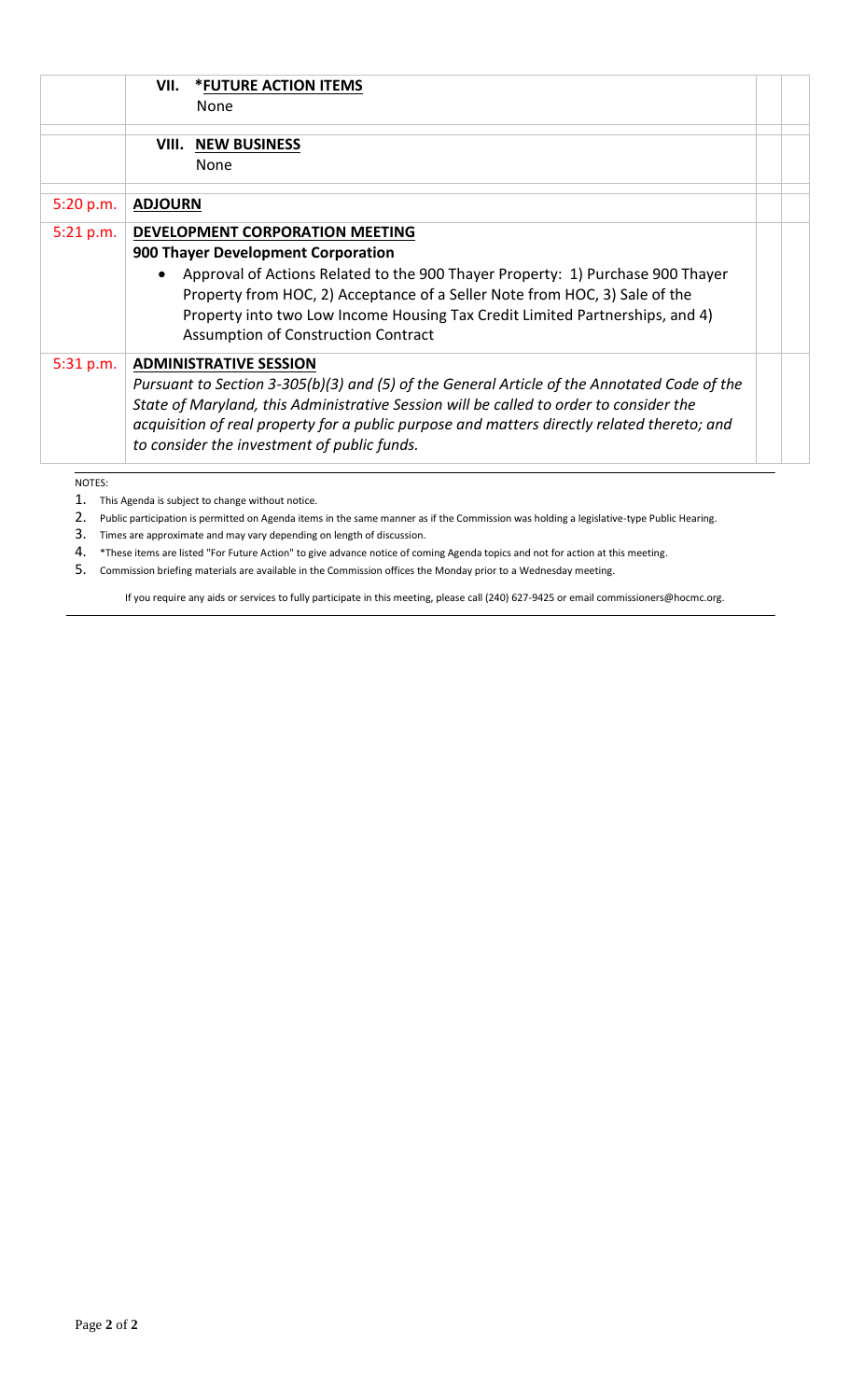| | | | |
|---|---|---|---|
| | **VII. *FUTURE ACTION ITEMS**<br>None | | |
| | **VIII. NEW BUSINESS**<br>None | | |
| 5:20 p.m. | **ADJOURN** | | |
| 5:21 p.m. | **DEVELOPMENT CORPORATION MEETING**<br>**900 Thayer Development Corporation**<br>• Approval of Actions Related to the 900 Thayer Property: 1) Purchase 900 Thayer Property from HOC, 2) Acceptance of a Seller Note from HOC, 3) Sale of the Property into two Low Income Housing Tax Credit Limited Partnerships, and 4) Assumption of Construction Contract | | |
| 5:31 p.m. | **ADMINISTRATIVE SESSION**<br>*Pursuant to Section 3-305(b)(3) and (5) of the General Article of the Annotated Code of the State of Maryland, this Administrative Session will be called to order to consider the acquisition of real property for a public purpose and matters directly related thereto; and to consider the investment of public funds.* | | |

NOTES:

1. This Agenda is subject to change without notice.
2. Public participation is permitted on Agenda items in the same manner as if the Commission was holding a legislative-type Public Hearing.
3. Times are approximate and may vary depending on length of discussion.
4. *These items are listed "For Future Action" to give advance notice of coming Agenda topics and not for action at this meeting.
5. Commission briefing materials are available in the Commission offices the Monday prior to a Wednesday meeting.

If you require any aids or services to fully participate in this meeting, please call (240) 627-9425 or email commissioners@hocmc.org.